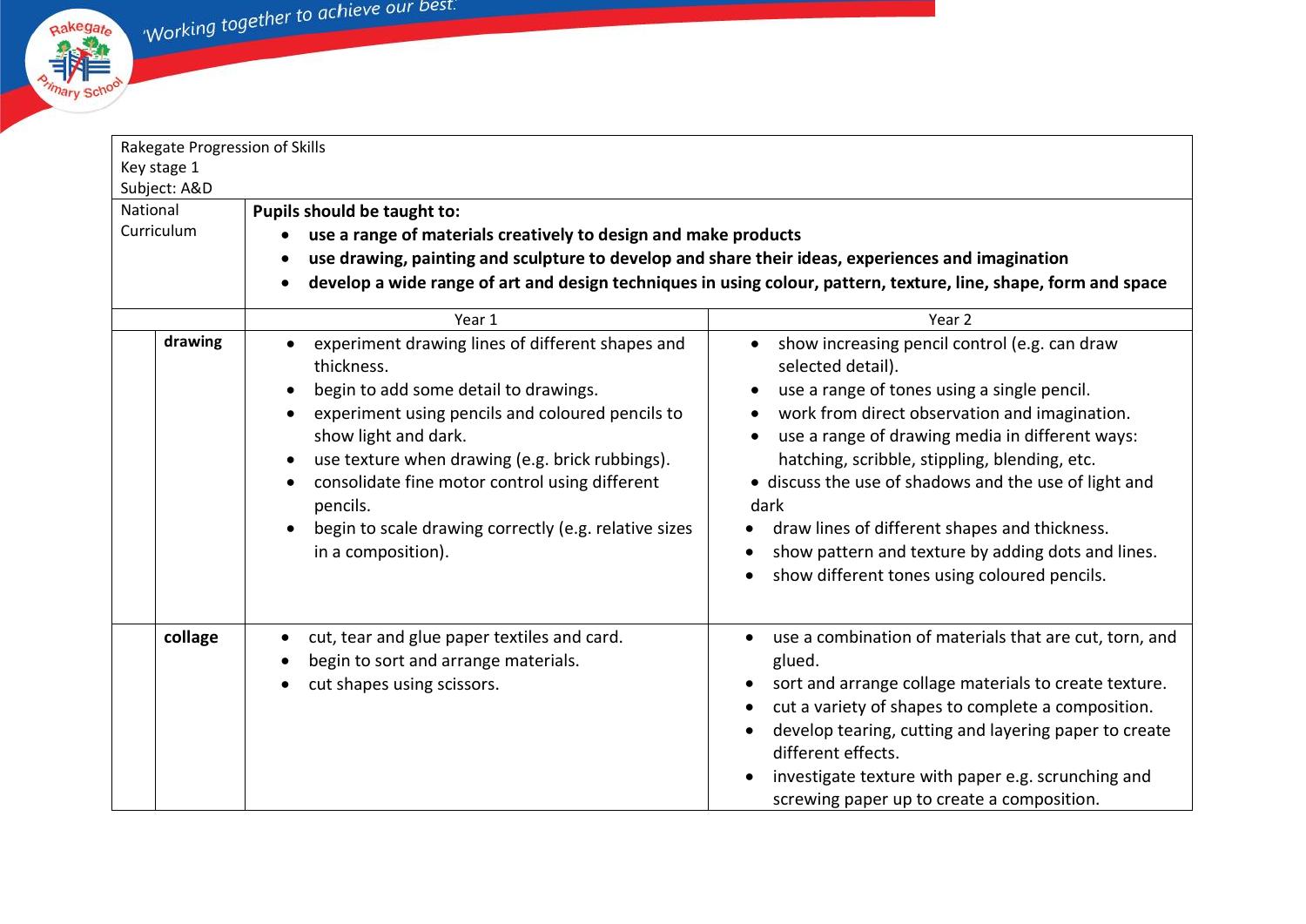Rakegate Progression of Skills
Key stage 1
Subject: A&D

| National Curriculum | | **Pupils should be taught to:**<br>• **use a range of materials creatively to design and make products**<br>• **use drawing, painting and sculpture to develop and share their ideas, experiences and imagination**<br>• **develop a wide range of art and design techniques in using colour, pattern, texture, line, shape, form and space** | |
|---|---|---|---|
| | | Year 1 | Year 2 |
| | **drawing** | • experiment drawing lines of different shapes and thickness.<br>• begin to add some detail to drawings.<br>• experiment using pencils and coloured pencils to show light and dark.<br>• use texture when drawing (e.g. brick rubbings).<br>• consolidate fine motor control using different pencils.<br>• begin to scale drawing correctly (e.g. relative sizes in a composition). | • show increasing pencil control (e.g. can draw selected detail).<br>• use a range of tones using a single pencil.<br>• work from direct observation and imagination.<br>• use a range of drawing media in different ways: hatching, scribble, stippling, blending, etc.<br>• discuss the use of shadows and the use of light and dark<br>• draw lines of different shapes and thickness.<br>• show pattern and texture by adding dots and lines.<br>• show different tones using coloured pencils. |
| | **collage** | • cut, tear and glue paper textiles and card.<br>• begin to sort and arrange materials.<br>• cut shapes using scissors. | • use a combination of materials that are cut, torn, and glued.<br>• sort and arrange collage materials to create texture.<br>• cut a variety of shapes to complete a composition.<br>• develop tearing, cutting and layering paper to create different effects.<br>• investigate texture with paper e.g. scrunching and screwing paper up to create a composition. |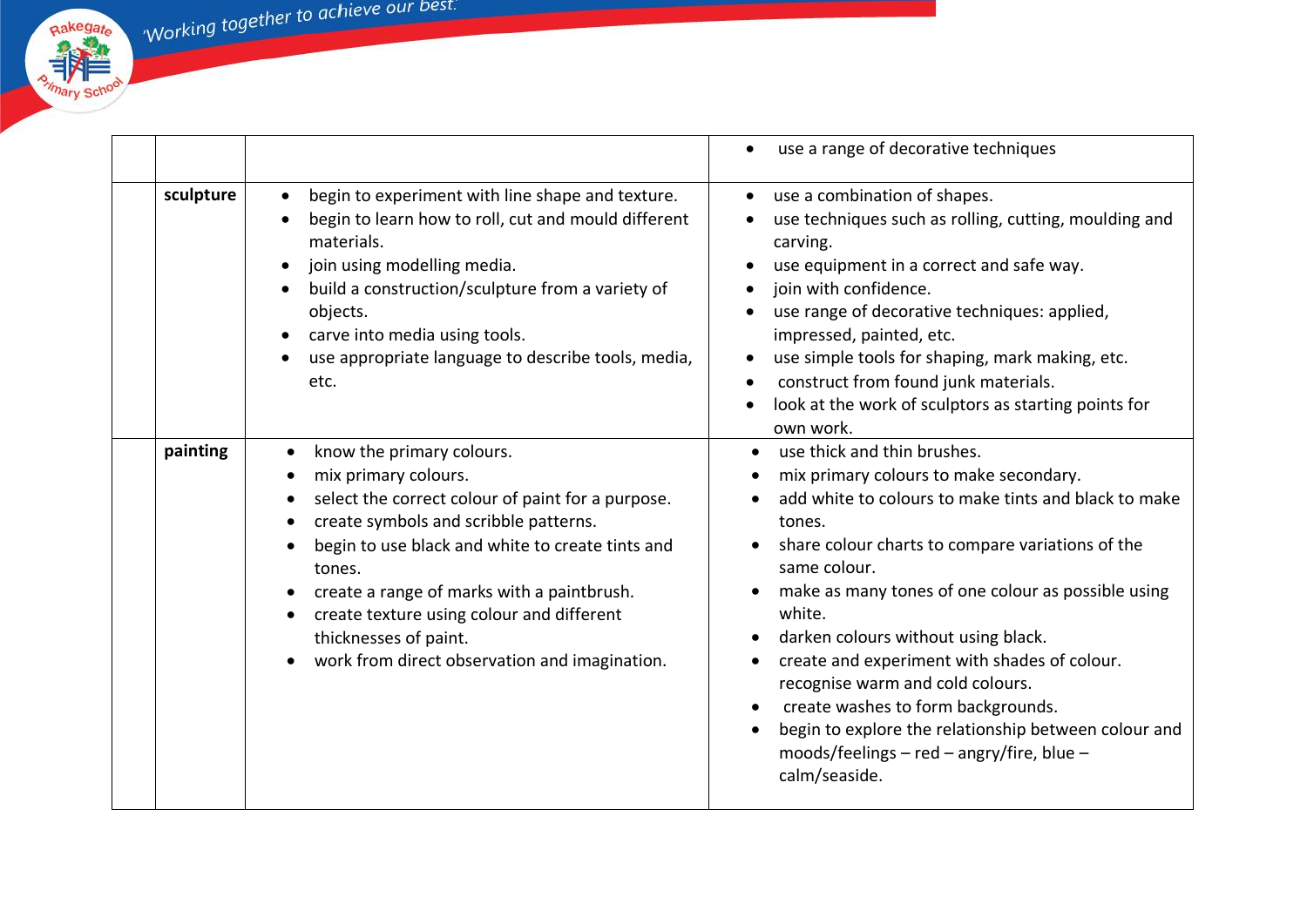| | | | |
|---|---|---|---|
| | | | • use a range of decorative techniques |
| | **sculpture** | • begin to experiment with line shape and texture.<br>• begin to learn how to roll, cut and mould different materials.<br>• join using modelling media.<br>• build a construction/sculpture from a variety of objects.<br>• carve into media using tools.<br>• use appropriate language to describe tools, media, etc. | • use a combination of shapes.<br>• use techniques such as rolling, cutting, moulding and carving.<br>• use equipment in a correct and safe way.<br>• join with confidence.<br>• use range of decorative techniques: applied, impressed, painted, etc.<br>• use simple tools for shaping, mark making, etc.<br>• construct from found junk materials.<br>• look at the work of sculptors as starting points for own work. |
| | **painting** | • know the primary colours.<br>• mix primary colours.<br>• select the correct colour of paint for a purpose.<br>• create symbols and scribble patterns.<br>• begin to use black and white to create tints and tones.<br>• create a range of marks with a paintbrush.<br>• create texture using colour and different thicknesses of paint.<br>• work from direct observation and imagination. | • use thick and thin brushes.<br>• mix primary colours to make secondary.<br>• add white to colours to make tints and black to make tones.<br>• share colour charts to compare variations of the same colour.<br>• make as many tones of one colour as possible using white.<br>• darken colours without using black.<br>• create and experiment with shades of colour. recognise warm and cold colours.<br>• create washes to form backgrounds.<br>• begin to explore the relationship between colour and moods/feelings – red – angry/fire, blue – calm/seaside. |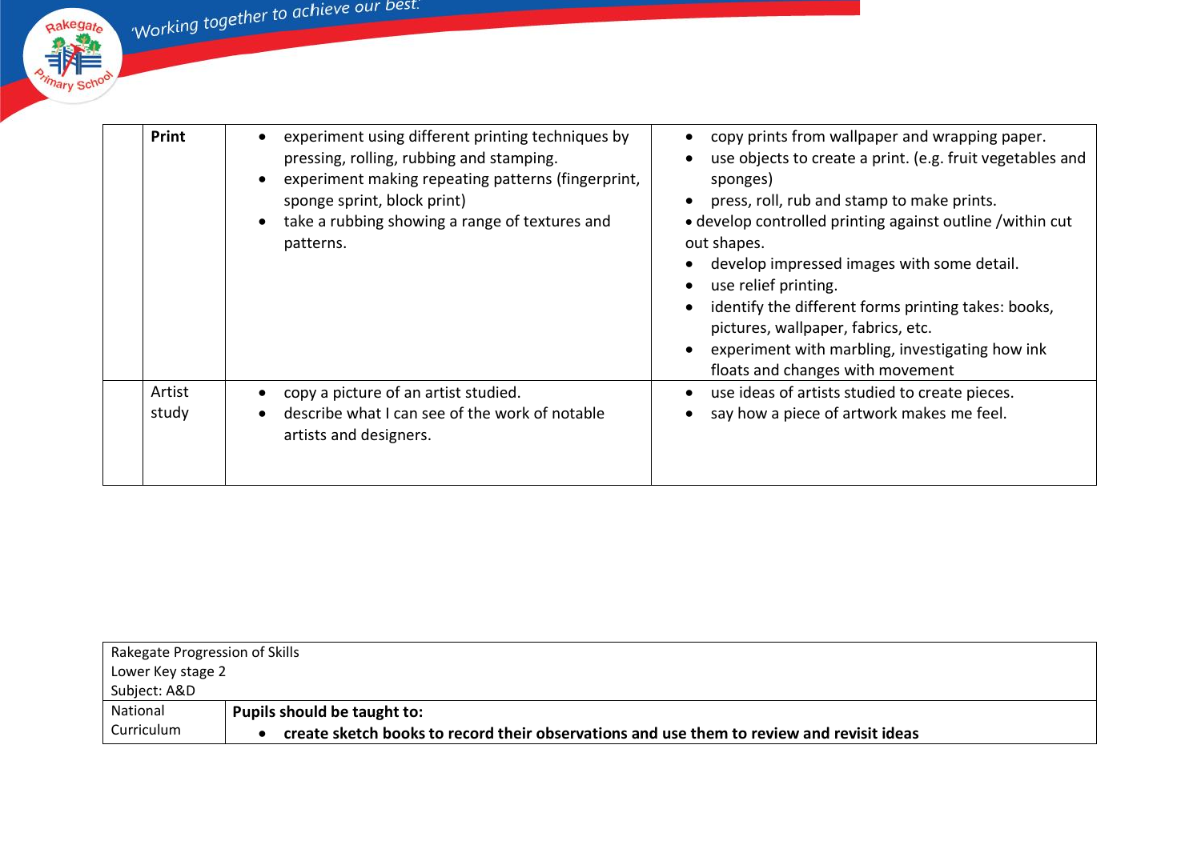| | | | |
|---|---|---|---|
| | **Print** | • experiment using different printing techniques by pressing, rolling, rubbing and stamping.<br>• experiment making repeating patterns (fingerprint, sponge sprint, block print)<br>• take a rubbing showing a range of textures and patterns. | • copy prints from wallpaper and wrapping paper.<br>• use objects to create a print. (e.g. fruit vegetables and sponges)<br>• press, roll, rub and stamp to make prints.<br>• develop controlled printing against outline /within cut out shapes.<br>• develop impressed images with some detail.<br>• use relief printing.<br>• identify the different forms printing takes: books, pictures, wallpaper, fabrics, etc.<br>• experiment with marbling, investigating how ink floats and changes with movement |
| | Artist study | • copy a picture of an artist studied.<br>• describe what I can see of the work of notable artists and designers. | • use ideas of artists studied to create pieces.<br>• say how a piece of artwork makes me feel. |

| Rakegate Progression of Skills<br>Lower Key stage 2<br>Subject: A&D | |
|---|---|
| National Curriculum | **Pupils should be taught to:**<br>• **create sketch books to record their observations and use them to review and revisit ideas** |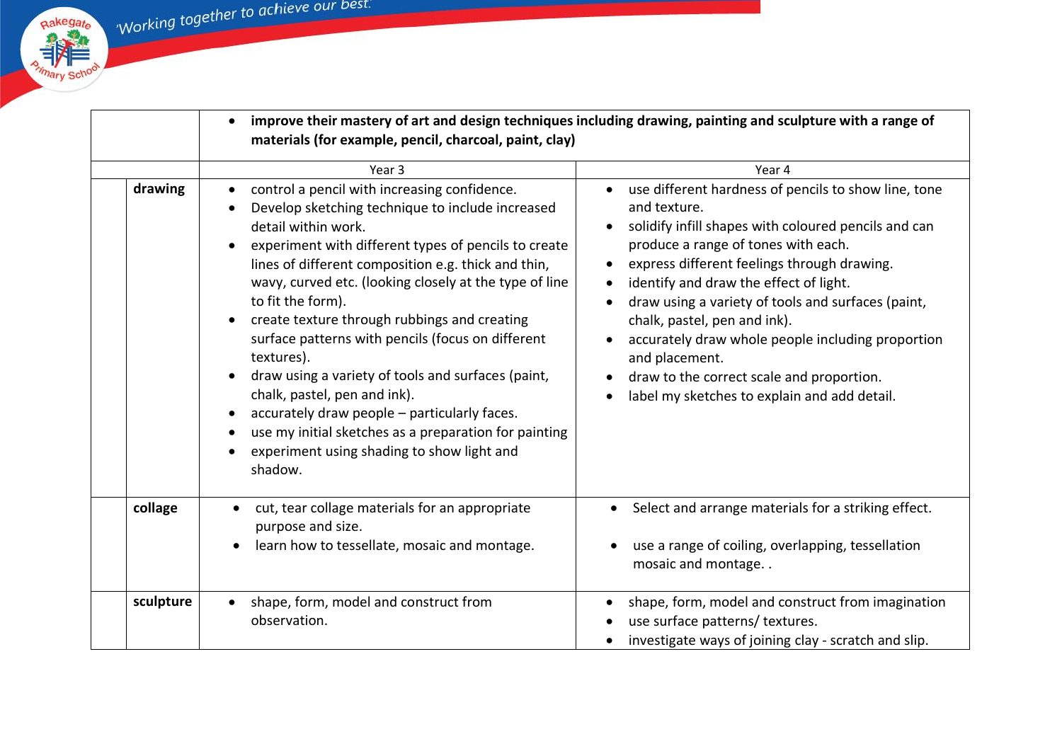| | | Year 3 | Year 4 |
|---|---|---|---|
| | | • **improve their mastery of art and design techniques including drawing, painting and sculpture with a range of materials (for example, pencil, charcoal, paint, clay)** | |
| | **drawing** | • control a pencil with increasing confidence.<br>• Develop sketching technique to include increased detail within work.<br>• experiment with different types of pencils to create lines of different composition e.g. thick and thin, wavy, curved etc. (looking closely at the type of line to fit the form).<br>• create texture through rubbings and creating surface patterns with pencils (focus on different textures).<br>• draw using a variety of tools and surfaces (paint, chalk, pastel, pen and ink).<br>• accurately draw people – particularly faces.<br>• use my initial sketches as a preparation for painting<br>• experiment using shading to show light and shadow. | • use different hardness of pencils to show line, tone and texture.<br>• solidify infill shapes with coloured pencils and can produce a range of tones with each.<br>• express different feelings through drawing.<br>• identify and draw the effect of light.<br>• draw using a variety of tools and surfaces (paint, chalk, pastel, pen and ink).<br>• accurately draw whole people including proportion and placement.<br>• draw to the correct scale and proportion.<br>• label my sketches to explain and add detail. |
| | **collage** | • cut, tear collage materials for an appropriate purpose and size.<br>• learn how to tessellate, mosaic and montage. | • Select and arrange materials for a striking effect.<br>• use a range of coiling, overlapping, tessellation mosaic and montage. . |
| | **sculpture** | • shape, form, model and construct from observation. | • shape, form, model and construct from imagination<br>• use surface patterns/ textures.<br>• investigate ways of joining clay - scratch and slip. |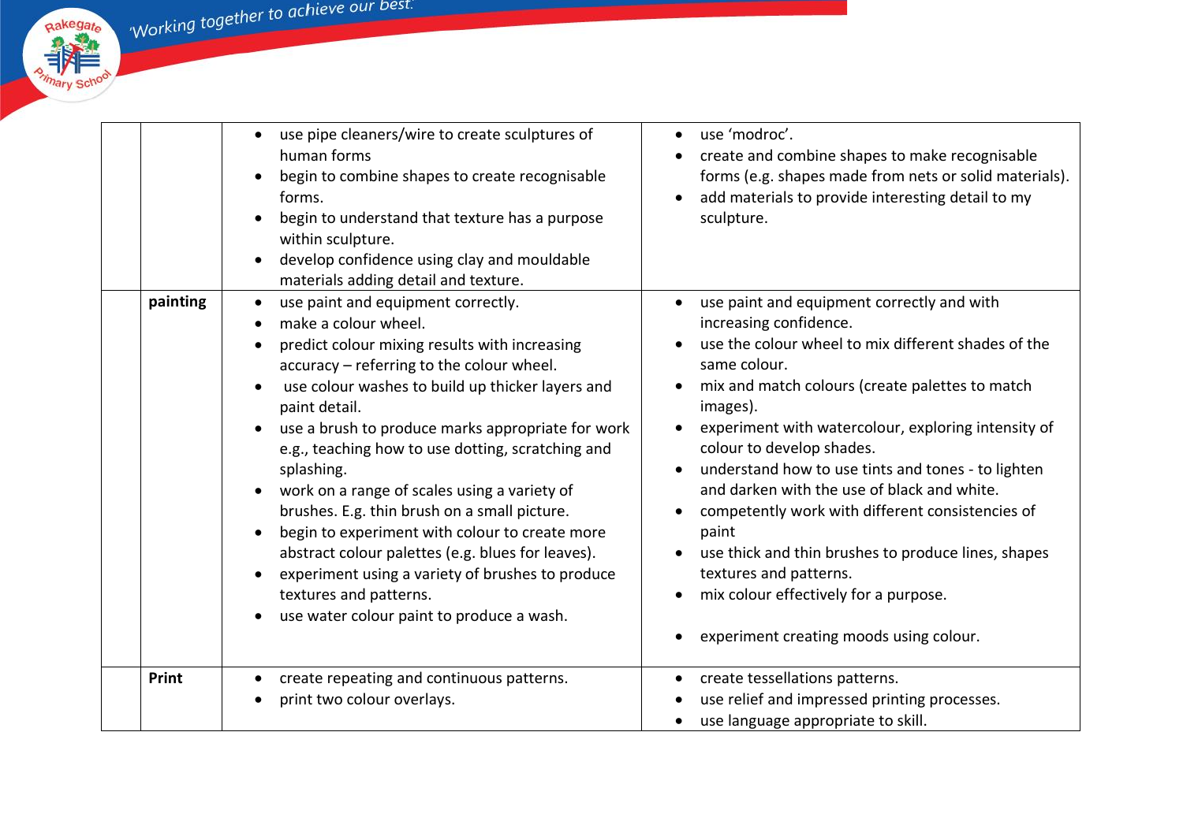|  |  |  |  |
|---|---|---|---|
|  |  | • use pipe cleaners/wire to create sculptures of human forms<br>• begin to combine shapes to create recognisable forms.<br>• begin to understand that texture has a purpose within sculpture.<br>• develop confidence using clay and mouldable materials adding detail and texture. | • use 'modroc'.<br>• create and combine shapes to make recognisable forms (e.g. shapes made from nets or solid materials).<br>• add materials to provide interesting detail to my sculpture. |
|  | **painting** | • use paint and equipment correctly.<br>• make a colour wheel.<br>• predict colour mixing results with increasing accuracy – referring to the colour wheel.<br>• use colour washes to build up thicker layers and paint detail.<br>• use a brush to produce marks appropriate for work e.g., teaching how to use dotting, scratching and splashing.<br>• work on a range of scales using a variety of brushes. E.g. thin brush on a small picture.<br>• begin to experiment with colour to create more abstract colour palettes (e.g. blues for leaves).<br>• experiment using a variety of brushes to produce textures and patterns.<br>• use water colour paint to produce a wash. | • use paint and equipment correctly and with increasing confidence.<br>• use the colour wheel to mix different shades of the same colour.<br>• mix and match colours (create palettes to match images).<br>• experiment with watercolour, exploring intensity of colour to develop shades.<br>• understand how to use tints and tones - to lighten and darken with the use of black and white.<br>• competently work with different consistencies of paint<br>• use thick and thin brushes to produce lines, shapes textures and patterns.<br>• mix colour effectively for a purpose.<br>• experiment creating moods using colour. |
|  | **Print** | • create repeating and continuous patterns.<br>• print two colour overlays. | • create tessellations patterns.<br>• use relief and impressed printing processes.<br>• use language appropriate to skill. |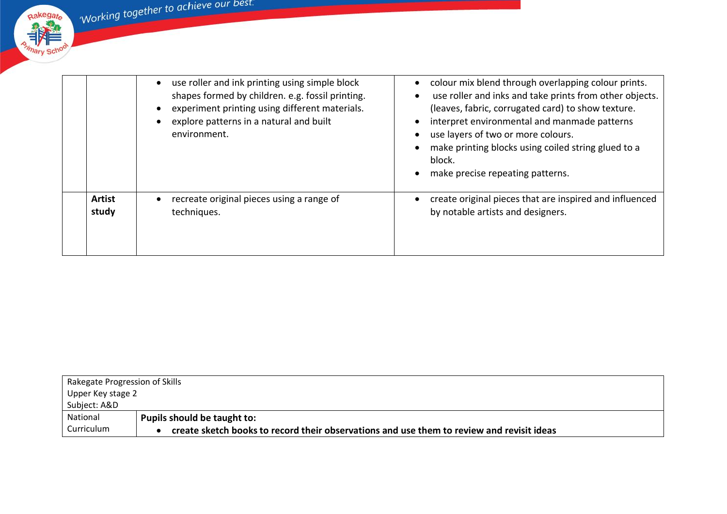| | | | |
|---|---|---|---|
| | | • use roller and ink printing using simple block shapes formed by children. e.g. fossil printing.<br>• experiment printing using different materials.<br>• explore patterns in a natural and built environment. | • colour mix blend through overlapping colour prints.<br>• use roller and inks and take prints from other objects. (leaves, fabric, corrugated card) to show texture.<br>• interpret environmental and manmade patterns<br>• use layers of two or more colours.<br>• make printing blocks using coiled string glued to a block.<br>• make precise repeating patterns. |
| | **Artist study** | • recreate original pieces using a range of techniques. | • create original pieces that are inspired and influenced by notable artists and designers. |

| Rakegate Progression of Skills<br>Upper Key stage 2<br>Subject: A&D | |
|---|---|
| National Curriculum | **Pupils should be taught to:**<br>• **create sketch books to record their observations and use them to review and revisit ideas** |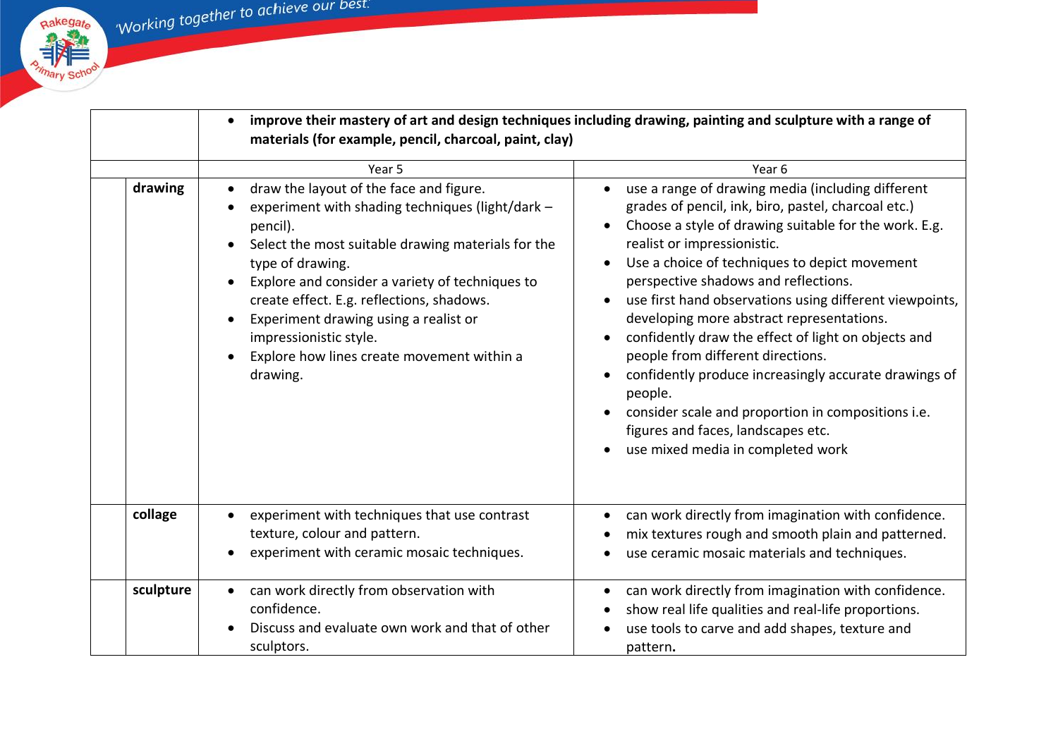| | | | |
|---|---|---|---|
| | | • **improve their mastery of art and design techniques including drawing, painting and sculpture with a range of materials (for example, pencil, charcoal, paint, clay)** | |
| | | Year 5 | Year 6 |
| | **drawing** | • draw the layout of the face and figure.<br>• experiment with shading techniques (light/dark – pencil).<br>• Select the most suitable drawing materials for the type of drawing.<br>• Explore and consider a variety of techniques to create effect. E.g. reflections, shadows.<br>• Experiment drawing using a realist or impressionistic style.<br>• Explore how lines create movement within a drawing. | • use a range of drawing media (including different grades of pencil, ink, biro, pastel, charcoal etc.)<br>• Choose a style of drawing suitable for the work. E.g. realist or impressionistic.<br>• Use a choice of techniques to depict movement perspective shadows and reflections.<br>• use first hand observations using different viewpoints, developing more abstract representations.<br>• confidently draw the effect of light on objects and people from different directions.<br>• confidently produce increasingly accurate drawings of people.<br>• consider scale and proportion in compositions i.e. figures and faces, landscapes etc.<br>• use mixed media in completed work |
| | **collage** | • experiment with techniques that use contrast texture, colour and pattern.<br>• experiment with ceramic mosaic techniques. | • can work directly from imagination with confidence.<br>• mix textures rough and smooth plain and patterned.<br>• use ceramic mosaic materials and techniques. |
| | **sculpture** | • can work directly from observation with confidence.<br>• Discuss and evaluate own work and that of other sculptors. | • can work directly from imagination with confidence.<br>• show real life qualities and real-life proportions.<br>• use tools to carve and add shapes, texture and pattern. |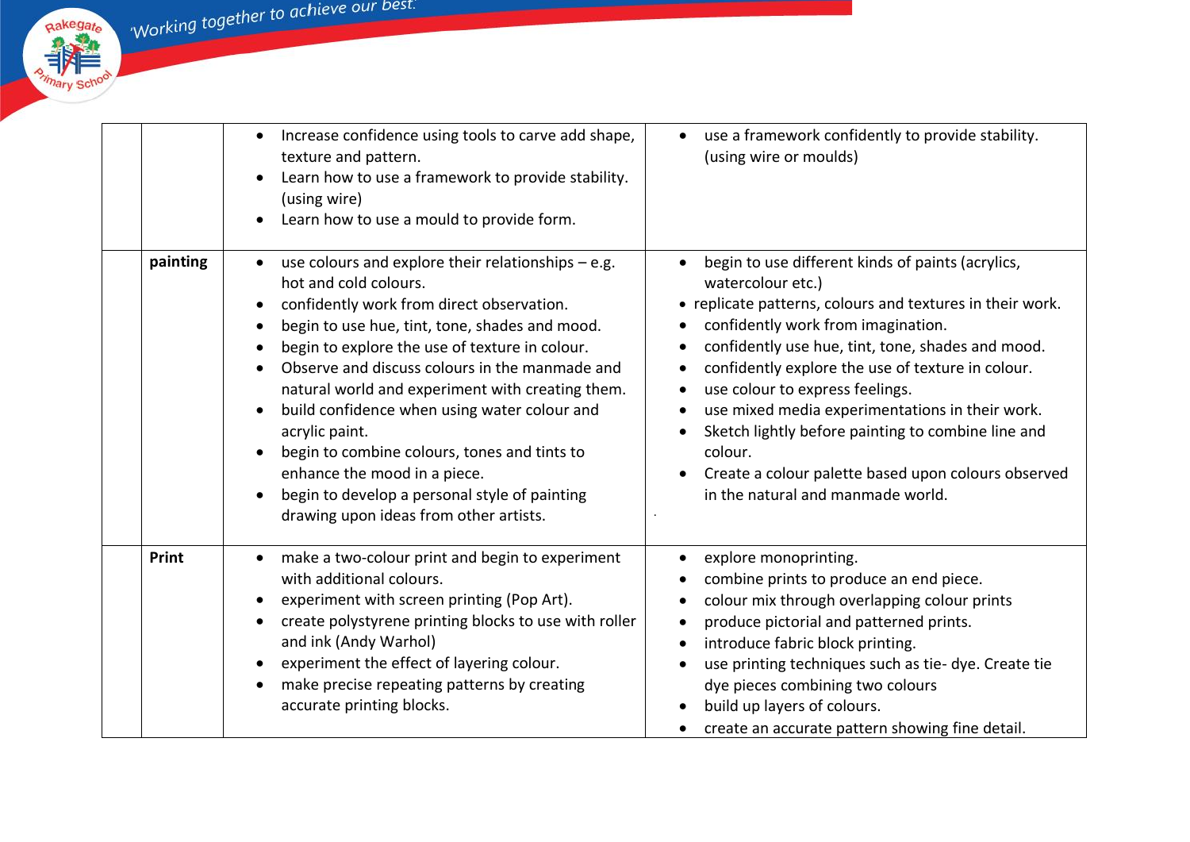| | | | |
|---|---|---|---|
| | | • Increase confidence using tools to carve add shape, texture and pattern.<br>• Learn how to use a framework to provide stability. (using wire)<br>• Learn how to use a mould to provide form. | • use a framework confidently to provide stability. (using wire or moulds) |
| | **painting** | • use colours and explore their relationships – e.g. hot and cold colours.<br>• confidently work from direct observation.<br>• begin to use hue, tint, tone, shades and mood.<br>• begin to explore the use of texture in colour.<br>• Observe and discuss colours in the manmade and natural world and experiment with creating them.<br>• build confidence when using water colour and acrylic paint.<br>• begin to combine colours, tones and tints to enhance the mood in a piece.<br>• begin to develop a personal style of painting drawing upon ideas from other artists. | • begin to use different kinds of paints (acrylics, watercolour etc.)<br>• replicate patterns, colours and textures in their work.<br>• confidently work from imagination.<br>• confidently use hue, tint, tone, shades and mood.<br>• confidently explore the use of texture in colour.<br>• use colour to express feelings.<br>• use mixed media experimentations in their work.<br>• Sketch lightly before painting to combine line and colour.<br>• Create a colour palette based upon colours observed in the natural and manmade world. |
| | **Print** | • make a two-colour print and begin to experiment with additional colours.<br>• experiment with screen printing (Pop Art).<br>• create polystyrene printing blocks to use with roller and ink (Andy Warhol)<br>• experiment the effect of layering colour.<br>• make precise repeating patterns by creating accurate printing blocks. | • explore monoprinting.<br>• combine prints to produce an end piece.<br>• colour mix through overlapping colour prints<br>• produce pictorial and patterned prints.<br>• introduce fabric block printing.<br>• use printing techniques such as tie- dye. Create tie dye pieces combining two colours<br>• build up layers of colours.<br>• create an accurate pattern showing fine detail. |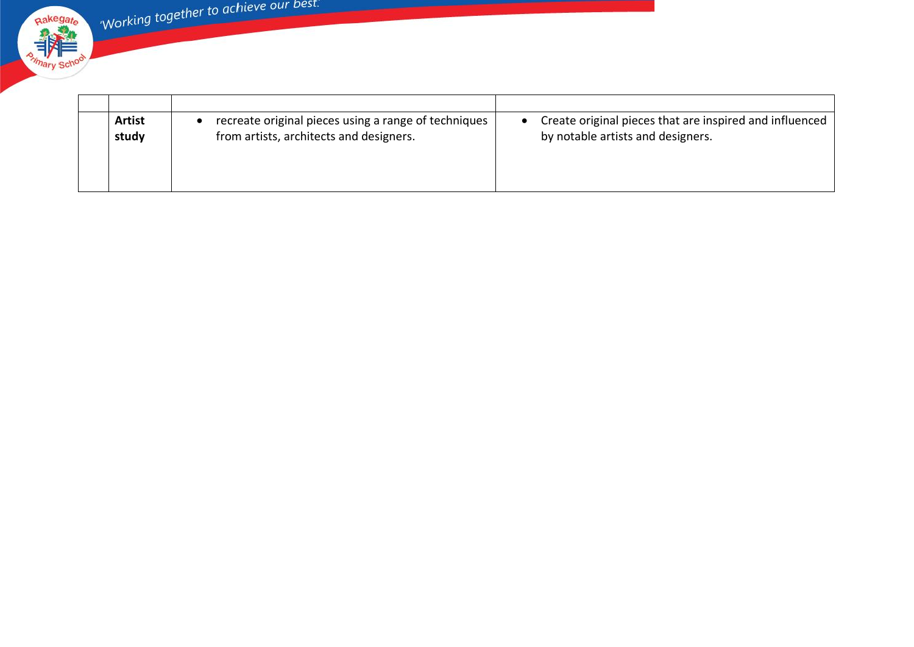| | | | |
|---|---|---|---|
| | | | |
| | **Artist study** | • recreate original pieces using a range of techniques from artists, architects and designers. | • Create original pieces that are inspired and influenced by notable artists and designers. |